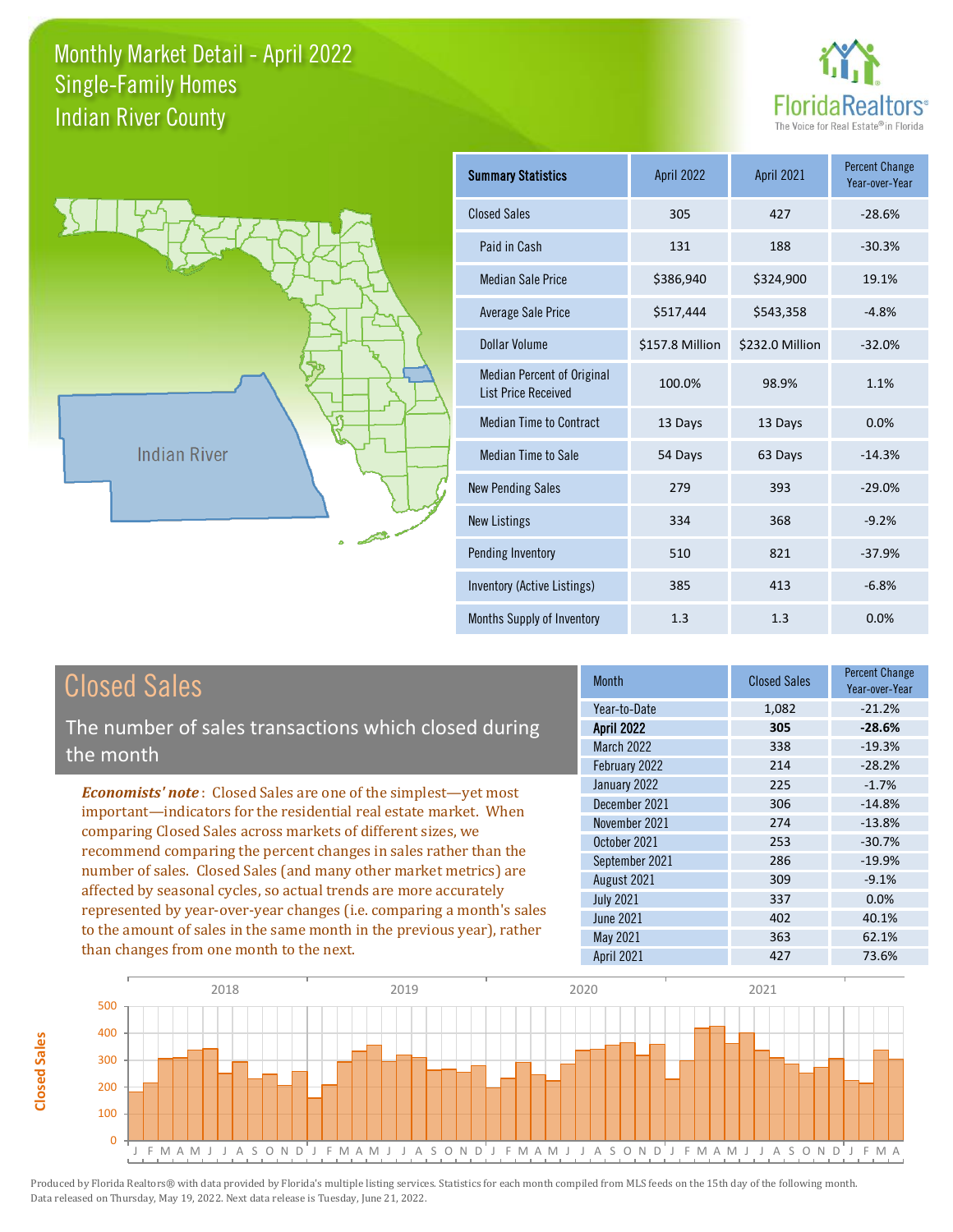# Monthly Market Detail - April 2022
## Single-Family Homes
## Indian River County

FloridaRealtors® The Voice for Real Estate® in Florida

Indian River

| Summary Statistics | April 2022 | April 2021 | Percent Change Year-over-Year |
|---|---|---|---|
| Closed Sales | 305 | 427 | -28.6% |
| Paid in Cash | 131 | 188 | -30.3% |
| Median Sale Price | $386,940 | $324,900 | 19.1% |
| Average Sale Price | $517,444 | $543,358 | -4.8% |
| Dollar Volume | $157.8 Million | $232.0 Million | -32.0% |
| Median Percent of Original List Price Received | 100.0% | 98.9% | 1.1% |
| Median Time to Contract | 13 Days | 13 Days | 0.0% |
| Median Time to Sale | 54 Days | 63 Days | -14.3% |
| New Pending Sales | 279 | 393 | -29.0% |
| New Listings | 334 | 368 | -9.2% |
| Pending Inventory | 510 | 821 | -37.9% |
| Inventory (Active Listings) | 385 | 413 | -6.8% |
| Months Supply of Inventory | 1.3 | 1.3 | 0.0% |

## Closed Sales

The number of sales transactions which closed during the month

***Economists' note***: Closed Sales are one of the simplest—yet most important—indicators for the residential real estate market. When comparing Closed Sales across markets of different sizes, we recommend comparing the percent changes in sales rather than the number of sales. Closed Sales (and many other market metrics) are affected by seasonal cycles, so actual trends are more accurately represented by year-over-year changes (i.e. comparing a month's sales to the amount of sales in the same month in the previous year), rather than changes from one month to the next.

| Month | Closed Sales | Percent Change Year-over-Year |
|---|---|---|
| Year-to-Date | 1,082 | -21.2% |
| **April 2022** | **305** | **-28.6%** |
| March 2022 | 338 | -19.3% |
| February 2022 | 214 | -28.2% |
| January 2022 | 225 | -1.7% |
| December 2021 | 306 | -14.8% |
| November 2021 | 274 | -13.8% |
| October 2021 | 253 | -30.7% |
| September 2021 | 286 | -19.9% |
| August 2021 | 309 | -9.1% |
| July 2021 | 337 | 0.0% |
| June 2021 | 402 | 40.1% |
| May 2021 | 363 | 62.1% |
| April 2021 | 427 | 73.6% |

Produced by Florida Realtors® with data provided by Florida's multiple listing services. Statistics for each month compiled from MLS feeds on the 15th day of the following month. Data released on Thursday, May 19, 2022. Next data release is Tuesday, June 21, 2022.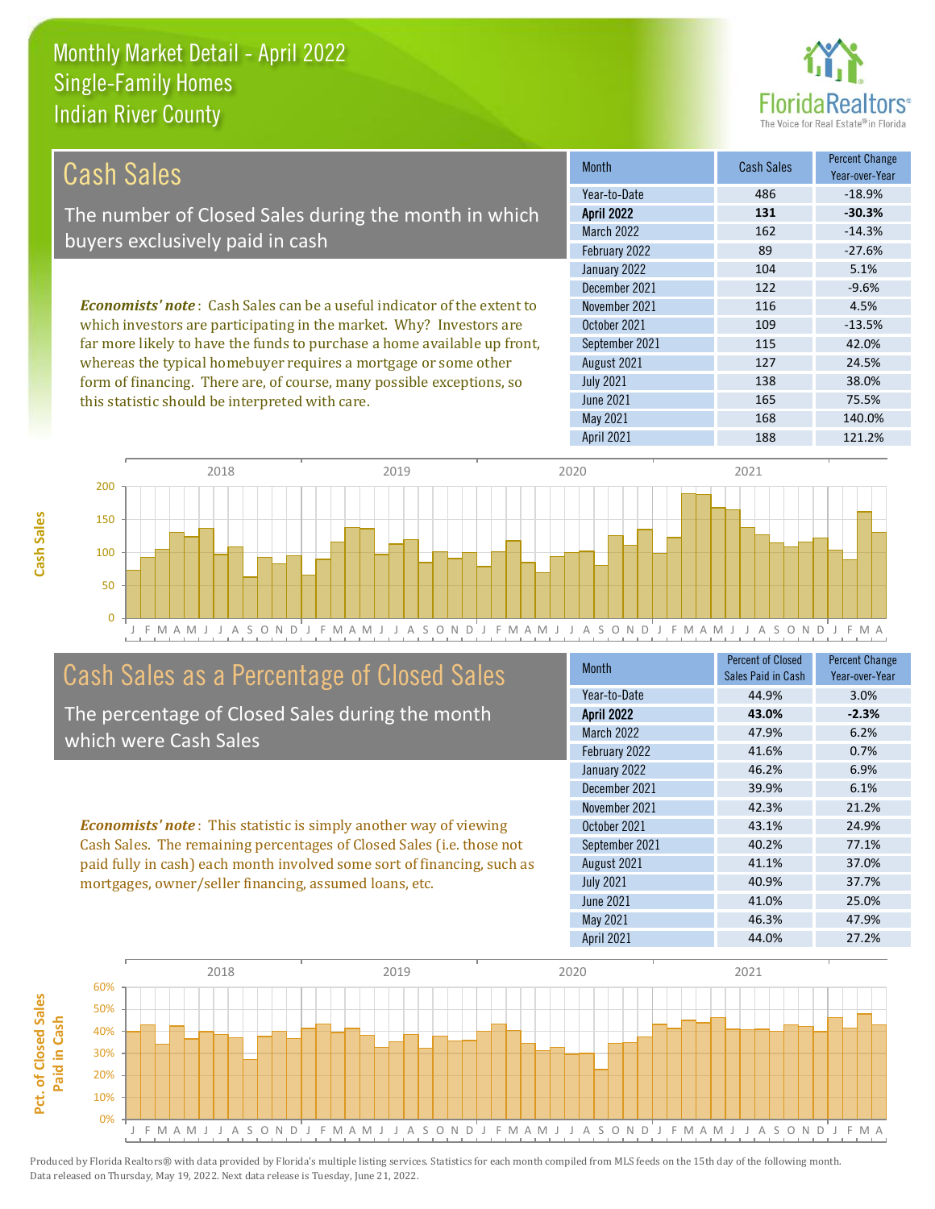# Monthly Market Detail - April 2022
## Single-Family Homes
## Indian River County

## Cash Sales

The number of Closed Sales during the month in which buyers exclusively paid in cash

*Economists' note*: Cash Sales can be a useful indicator of the extent to which investors are participating in the market. Why? Investors are far more likely to have the funds to purchase a home available up front, whereas the typical homebuyer requires a mortgage or some other form of financing. There are, of course, many possible exceptions, so this statistic should be interpreted with care.

| Month | Cash Sales | Percent Change Year-over-Year |
|---|---|---|
| Year-to-Date | 486 | -18.9% |
| **April 2022** | **131** | **-30.3%** |
| March 2022 | 162 | -14.3% |
| February 2022 | 89 | -27.6% |
| January 2022 | 104 | 5.1% |
| December 2021 | 122 | -9.6% |
| November 2021 | 116 | 4.5% |
| October 2021 | 109 | -13.5% |
| September 2021 | 115 | 42.0% |
| August 2021 | 127 | 24.5% |
| July 2021 | 138 | 38.0% |
| June 2021 | 165 | 75.5% |
| May 2021 | 168 | 140.0% |
| April 2021 | 188 | 121.2% |

## Cash Sales as a Percentage of Closed Sales

The percentage of Closed Sales during the month which were Cash Sales

*Economists' note*: This statistic is simply another way of viewing Cash Sales. The remaining percentages of Closed Sales (i.e. those not paid fully in cash) each month involved some sort of financing, such as mortgages, owner/seller financing, assumed loans, etc.

| Month | Percent of Closed Sales Paid in Cash | Percent Change Year-over-Year |
|---|---|---|
| Year-to-Date | 44.9% | 3.0% |
| **April 2022** | **43.0%** | **-2.3%** |
| March 2022 | 47.9% | 6.2% |
| February 2022 | 41.6% | 0.7% |
| January 2022 | 46.2% | 6.9% |
| December 2021 | 39.9% | 6.1% |
| November 2021 | 42.3% | 21.2% |
| October 2021 | 43.1% | 24.9% |
| September 2021 | 40.2% | 77.1% |
| August 2021 | 41.1% | 37.0% |
| July 2021 | 40.9% | 37.7% |
| June 2021 | 41.0% | 25.0% |
| May 2021 | 46.3% | 47.9% |
| April 2021 | 44.0% | 27.2% |

Produced by Florida Realtors® with data provided by Florida's multiple listing services. Statistics for each month compiled from MLS feeds on the 15th day of the following month. Data released on Thursday, May 19, 2022. Next data release is Tuesday, June 21, 2022.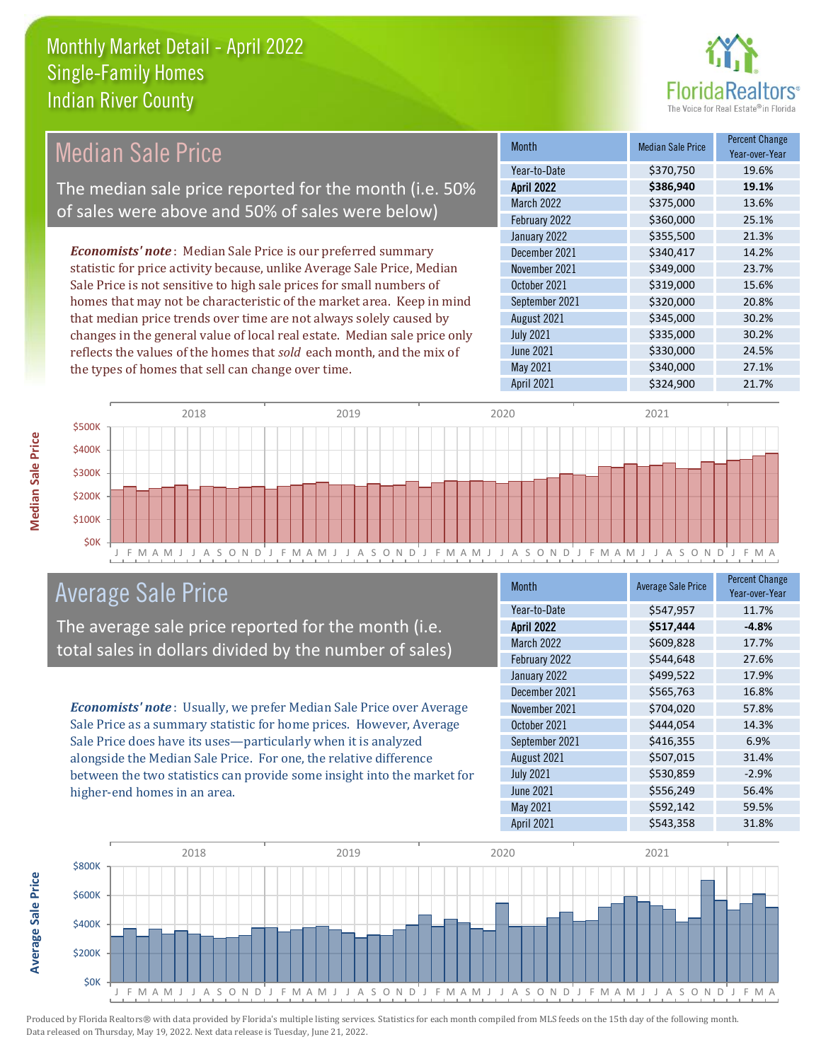# Monthly Market Detail - April 2022
## Single-Family Homes
## Indian River County

## Median Sale Price

The median sale price reported for the month (i.e. 50% of sales were above and 50% of sales were below)

*Economists' note*: Median Sale Price is our preferred summary statistic for price activity because, unlike Average Sale Price, Median Sale Price is not sensitive to high sale prices for small numbers of homes that may not be characteristic of the market area. Keep in mind that median price trends over time are not always solely caused by changes in the general value of local real estate. Median sale price only reflects the values of the homes that *sold* each month, and the mix of the types of homes that sell can change over time.

| Month | Median Sale Price | Percent Change Year-over-Year |
|---|---|---|
| Year-to-Date | $370,750 | 19.6% |
| **April 2022** | **$386,940** | **19.1%** |
| March 2022 | $375,000 | 13.6% |
| February 2022 | $360,000 | 25.1% |
| January 2022 | $355,500 | 21.3% |
| December 2021 | $340,417 | 14.2% |
| November 2021 | $349,000 | 23.7% |
| October 2021 | $319,000 | 15.6% |
| September 2021 | $320,000 | 20.8% |
| August 2021 | $345,000 | 30.2% |
| July 2021 | $335,000 | 30.2% |
| June 2021 | $330,000 | 24.5% |
| May 2021 | $340,000 | 27.1% |
| April 2021 | $324,900 | 21.7% |

## Average Sale Price

The average sale price reported for the month (i.e. total sales in dollars divided by the number of sales)

*Economists' note*: Usually, we prefer Median Sale Price over Average Sale Price as a summary statistic for home prices. However, Average Sale Price does have its uses—particularly when it is analyzed alongside the Median Sale Price. For one, the relative difference between the two statistics can provide some insight into the market for higher-end homes in an area.

| Month | Average Sale Price | Percent Change Year-over-Year |
|---|---|---|
| Year-to-Date | $547,957 | 11.7% |
| **April 2022** | **$517,444** | **-4.8%** |
| March 2022 | $609,828 | 17.7% |
| February 2022 | $544,648 | 27.6% |
| January 2022 | $499,522 | 17.9% |
| December 2021 | $565,763 | 16.8% |
| November 2021 | $704,020 | 57.8% |
| October 2021 | $444,054 | 14.3% |
| September 2021 | $416,355 | 6.9% |
| August 2021 | $507,015 | 31.4% |
| July 2021 | $530,859 | -2.9% |
| June 2021 | $556,249 | 56.4% |
| May 2021 | $592,142 | 59.5% |
| April 2021 | $543,358 | 31.8% |

Produced by Florida Realtors® with data provided by Florida's multiple listing services. Statistics for each month compiled from MLS feeds on the 15th day of the following month. Data released on Thursday, May 19, 2022. Next data release is Tuesday, June 21, 2022.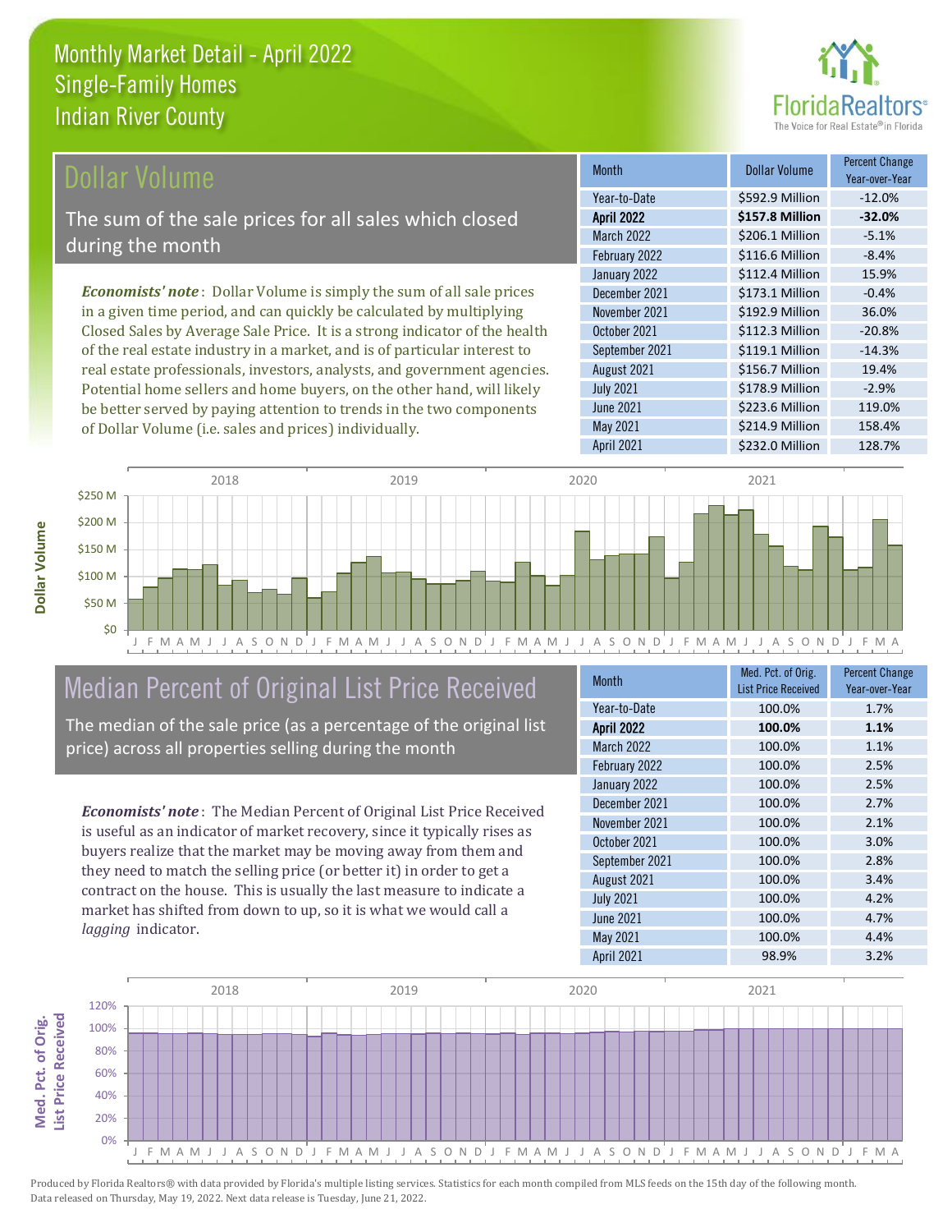# Monthly Market Detail - April 2022
## Single-Family Homes
## Indian River County

## Dollar Volume

The sum of the sale prices for all sales which closed during the month

*Economists' note*: Dollar Volume is simply the sum of all sale prices in a given time period, and can quickly be calculated by multiplying Closed Sales by Average Sale Price. It is a strong indicator of the health of the real estate industry in a market, and is of particular interest to real estate professionals, investors, analysts, and government agencies. Potential home sellers and home buyers, on the other hand, will likely be better served by paying attention to trends in the two components of Dollar Volume (i.e. sales and prices) individually.

| Month | Dollar Volume | Percent Change Year-over-Year |
|---|---|---|
| Year-to-Date | $592.9 Million | -12.0% |
| **April 2022** | **$157.8 Million** | **-32.0%** |
| March 2022 | $206.1 Million | -5.1% |
| February 2022 | $116.6 Million | -8.4% |
| January 2022 | $112.4 Million | 15.9% |
| December 2021 | $173.1 Million | -0.4% |
| November 2021 | $192.9 Million | 36.0% |
| October 2021 | $112.3 Million | -20.8% |
| September 2021 | $119.1 Million | -14.3% |
| August 2021 | $156.7 Million | 19.4% |
| July 2021 | $178.9 Million | -2.9% |
| June 2021 | $223.6 Million | 119.0% |
| May 2021 | $214.9 Million | 158.4% |
| April 2021 | $232.0 Million | 128.7% |

## Median Percent of Original List Price Received

The median of the sale price (as a percentage of the original list price) across all properties selling during the month

*Economists' note*: The Median Percent of Original List Price Received is useful as an indicator of market recovery, since it typically rises as buyers realize that the market may be moving away from them and they need to match the selling price (or better it) in order to get a contract on the house. This is usually the last measure to indicate a market has shifted from down to up, so it is what we would call a *lagging* indicator.

| Month | Med. Pct. of Orig. List Price Received | Percent Change Year-over-Year |
|---|---|---|
| Year-to-Date | 100.0% | 1.7% |
| **April 2022** | **100.0%** | **1.1%** |
| March 2022 | 100.0% | 1.1% |
| February 2022 | 100.0% | 2.5% |
| January 2022 | 100.0% | 2.5% |
| December 2021 | 100.0% | 2.7% |
| November 2021 | 100.0% | 2.1% |
| October 2021 | 100.0% | 3.0% |
| September 2021 | 100.0% | 2.8% |
| August 2021 | 100.0% | 3.4% |
| July 2021 | 100.0% | 4.2% |
| June 2021 | 100.0% | 4.7% |
| May 2021 | 100.0% | 4.4% |
| April 2021 | 98.9% | 3.2% |

Produced by Florida Realtors® with data provided by Florida's multiple listing services. Statistics for each month compiled from MLS feeds on the 15th day of the following month. Data released on Thursday, May 19, 2022. Next data release is Tuesday, June 21, 2022.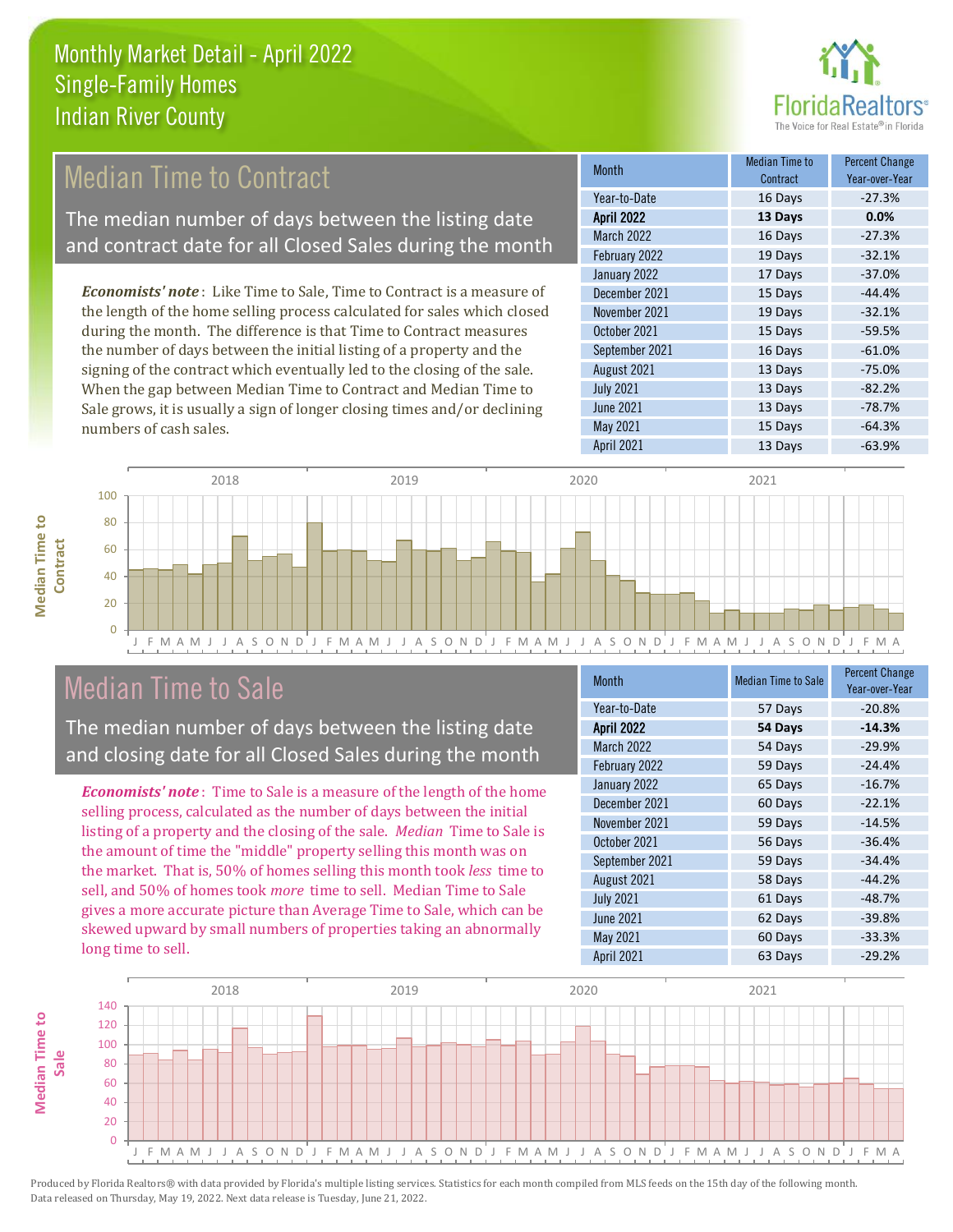# Monthly Market Detail - April 2022
## Single-Family Homes
## Indian River County

## Median Time to Contract

The median number of days between the listing date and contract date for all Closed Sales during the month

*Economists' note*: Like Time to Sale, Time to Contract is a measure of the length of the home selling process calculated for sales which closed during the month. The difference is that Time to Contract measures the number of days between the initial listing of a property and the signing of the contract which eventually led to the closing of the sale. When the gap between Median Time to Contract and Median Time to Sale grows, it is usually a sign of longer closing times and/or declining numbers of cash sales.

| Month | Median Time to Contract | Percent Change Year-over-Year |
|---|---|---|
| Year-to-Date | 16 Days | -27.3% |
| **April 2022** | **13 Days** | **0.0%** |
| March 2022 | 16 Days | -27.3% |
| February 2022 | 19 Days | -32.1% |
| January 2022 | 17 Days | -37.0% |
| December 2021 | 15 Days | -44.4% |
| November 2021 | 19 Days | -32.1% |
| October 2021 | 15 Days | -59.5% |
| September 2021 | 16 Days | -61.0% |
| August 2021 | 13 Days | -75.0% |
| July 2021 | 13 Days | -82.2% |
| June 2021 | 13 Days | -78.7% |
| May 2021 | 15 Days | -64.3% |
| April 2021 | 13 Days | -63.9% |

## Median Time to Sale

The median number of days between the listing date and closing date for all Closed Sales during the month

*Economists' note*: Time to Sale is a measure of the length of the home selling process, calculated as the number of days between the initial listing of a property and the closing of the sale. *Median* Time to Sale is the amount of time the "middle" property selling this month was on the market. That is, 50% of homes selling this month took *less* time to sell, and 50% of homes took *more* time to sell. Median Time to Sale gives a more accurate picture than Average Time to Sale, which can be skewed upward by small numbers of properties taking an abnormally long time to sell.

| Month | Median Time to Sale | Percent Change Year-over-Year |
|---|---|---|
| Year-to-Date | 57 Days | -20.8% |
| **April 2022** | **54 Days** | **-14.3%** |
| March 2022 | 54 Days | -29.9% |
| February 2022 | 59 Days | -24.4% |
| January 2022 | 65 Days | -16.7% |
| December 2021 | 60 Days | -22.1% |
| November 2021 | 59 Days | -14.5% |
| October 2021 | 56 Days | -36.4% |
| September 2021 | 59 Days | -34.4% |
| August 2021 | 58 Days | -44.2% |
| July 2021 | 61 Days | -48.7% |
| June 2021 | 62 Days | -39.8% |
| May 2021 | 60 Days | -33.3% |
| April 2021 | 63 Days | -29.2% |

Produced by Florida Realtors® with data provided by Florida's multiple listing services. Statistics for each month compiled from MLS feeds on the 15th day of the following month. Data released on Thursday, May 19, 2022. Next data release is Tuesday, June 21, 2022.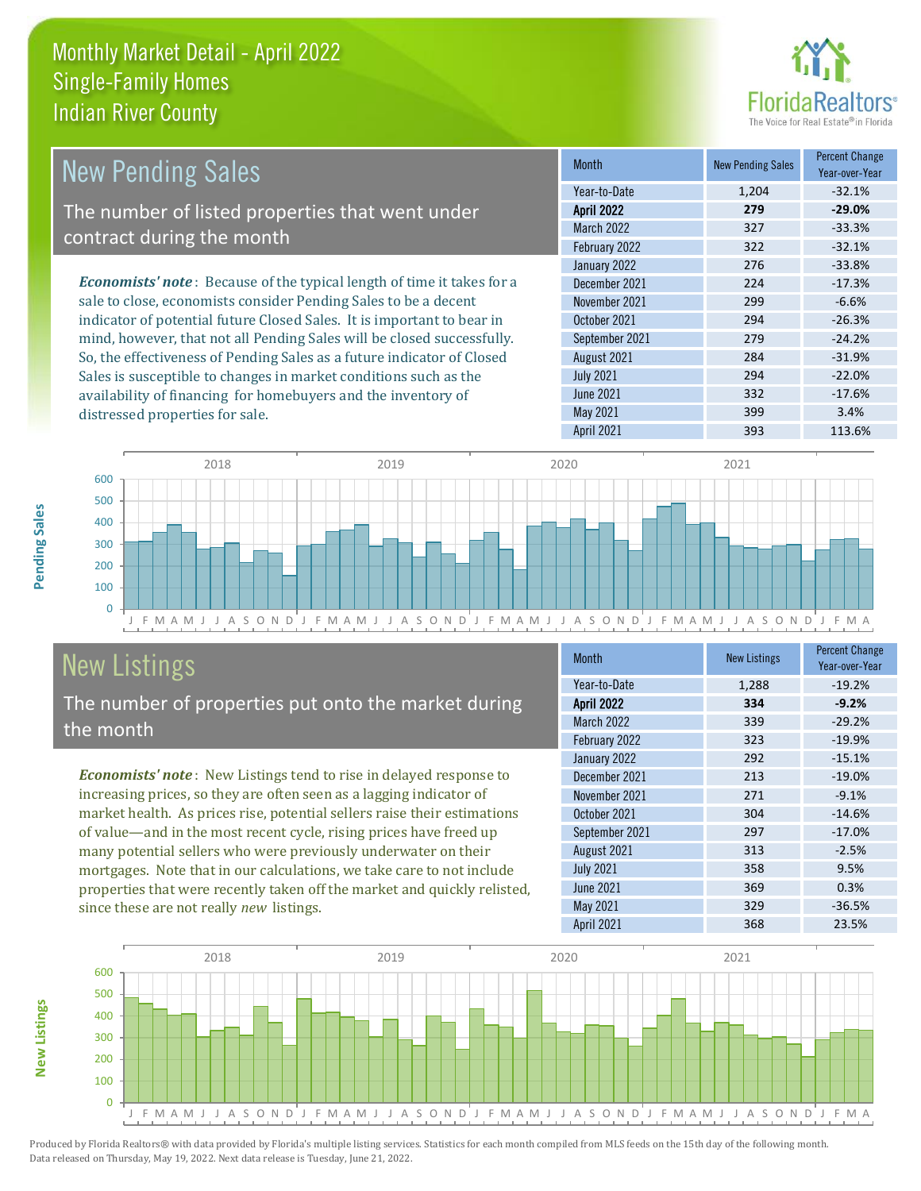# Monthly Market Detail - April 2022
## Single-Family Homes
## Indian River County

## New Pending Sales

The number of listed properties that went under contract during the month

*Economists' note*: Because of the typical length of time it takes for a sale to close, economists consider Pending Sales to be a decent indicator of potential future Closed Sales. It is important to bear in mind, however, that not all Pending Sales will be closed successfully. So, the effectiveness of Pending Sales as a future indicator of Closed Sales is susceptible to changes in market conditions such as the availability of financing for homebuyers and the inventory of distressed properties for sale.

| Month | New Pending Sales | Percent Change Year-over-Year |
|---|---|---|
| Year-to-Date | 1,204 | -32.1% |
| **April 2022** | **279** | **-29.0%** |
| March 2022 | 327 | -33.3% |
| February 2022 | 322 | -32.1% |
| January 2022 | 276 | -33.8% |
| December 2021 | 224 | -17.3% |
| November 2021 | 299 | -6.6% |
| October 2021 | 294 | -26.3% |
| September 2021 | 279 | -24.2% |
| August 2021 | 284 | -31.9% |
| July 2021 | 294 | -22.0% |
| June 2021 | 332 | -17.6% |
| May 2021 | 399 | 3.4% |
| April 2021 | 393 | 113.6% |

## New Listings

The number of properties put onto the market during the month

*Economists' note*: New Listings tend to rise in delayed response to increasing prices, so they are often seen as a lagging indicator of market health. As prices rise, potential sellers raise their estimations of value—and in the most recent cycle, rising prices have freed up many potential sellers who were previously underwater on their mortgages. Note that in our calculations, we take care to not include properties that were recently taken off the market and quickly relisted, since these are not really *new* listings.

| Month | New Listings | Percent Change Year-over-Year |
|---|---|---|
| Year-to-Date | 1,288 | -19.2% |
| **April 2022** | **334** | **-9.2%** |
| March 2022 | 339 | -29.2% |
| February 2022 | 323 | -19.9% |
| January 2022 | 292 | -15.1% |
| December 2021 | 213 | -19.0% |
| November 2021 | 271 | -9.1% |
| October 2021 | 304 | -14.6% |
| September 2021 | 297 | -17.0% |
| August 2021 | 313 | -2.5% |
| July 2021 | 358 | 9.5% |
| June 2021 | 369 | 0.3% |
| May 2021 | 329 | -36.5% |
| April 2021 | 368 | 23.5% |

Produced by Florida Realtors® with data provided by Florida's multiple listing services. Statistics for each month compiled from MLS feeds on the 15th day of the following month. Data released on Thursday, May 19, 2022. Next data release is Tuesday, June 21, 2022.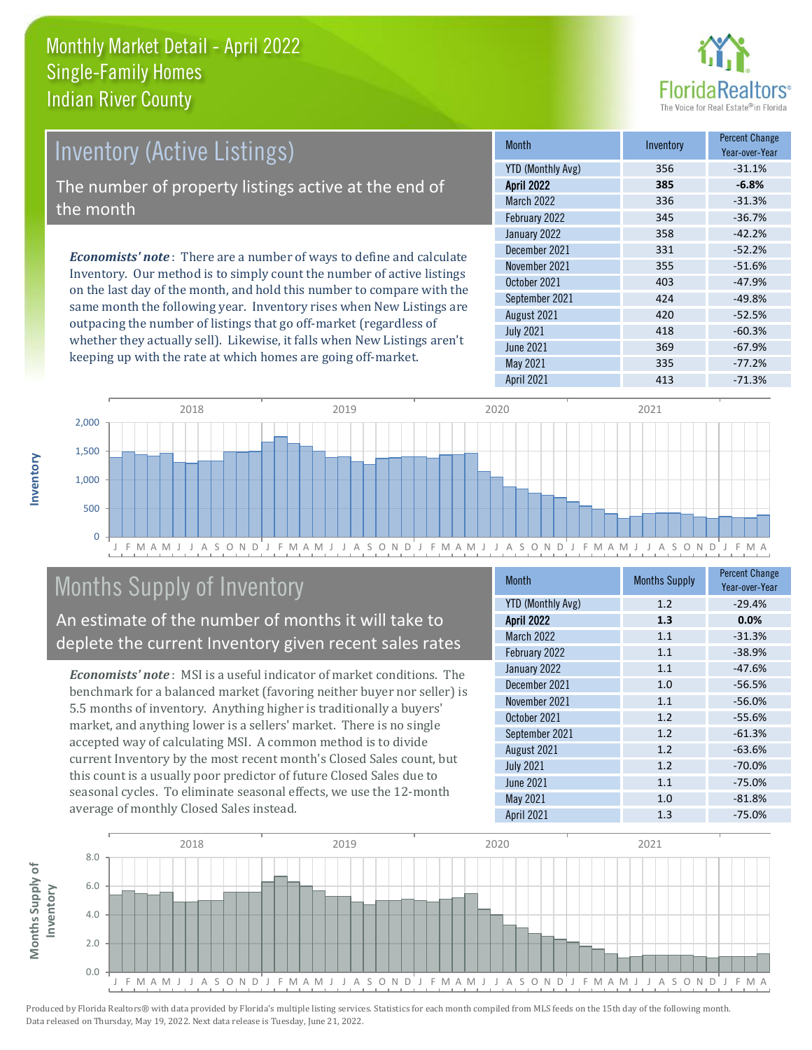# Monthly Market Detail - April 2022
## Single-Family Homes
## Indian River County

## Inventory (Active Listings)

The number of property listings active at the end of the month

*Economists' note*: There are a number of ways to define and calculate Inventory. Our method is to simply count the number of active listings on the last day of the month, and hold this number to compare with the same month the following year. Inventory rises when New Listings are outpacing the number of listings that go off-market (regardless of whether they actually sell). Likewise, it falls when New Listings aren't keeping up with the rate at which homes are going off-market.

| Month | Inventory | Percent Change Year-over-Year |
|---|---|---|
| YTD (Monthly Avg) | 356 | -31.1% |
| **April 2022** | **385** | **-6.8%** |
| March 2022 | 336 | -31.3% |
| February 2022 | 345 | -36.7% |
| January 2022 | 358 | -42.2% |
| December 2021 | 331 | -52.2% |
| November 2021 | 355 | -51.6% |
| October 2021 | 403 | -47.9% |
| September 2021 | 424 | -49.8% |
| August 2021 | 420 | -52.5% |
| July 2021 | 418 | -60.3% |
| June 2021 | 369 | -67.9% |
| May 2021 | 335 | -77.2% |
| April 2021 | 413 | -71.3% |

## Months Supply of Inventory

An estimate of the number of months it will take to deplete the current Inventory given recent sales rates

*Economists' note*: MSI is a useful indicator of market conditions. The benchmark for a balanced market (favoring neither buyer nor seller) is 5.5 months of inventory. Anything higher is traditionally a buyers' market, and anything lower is a sellers' market. There is no single accepted way of calculating MSI. A common method is to divide current Inventory by the most recent month's Closed Sales count, but this count is a usually poor predictor of future Closed Sales due to seasonal cycles. To eliminate seasonal effects, we use the 12-month average of monthly Closed Sales instead.

| Month | Months Supply | Percent Change Year-over-Year |
|---|---|---|
| YTD (Monthly Avg) | 1.2 | -29.4% |
| **April 2022** | **1.3** | **0.0%** |
| March 2022 | 1.1 | -31.3% |
| February 2022 | 1.1 | -38.9% |
| January 2022 | 1.1 | -47.6% |
| December 2021 | 1.0 | -56.5% |
| November 2021 | 1.1 | -56.0% |
| October 2021 | 1.2 | -55.6% |
| September 2021 | 1.2 | -61.3% |
| August 2021 | 1.2 | -63.6% |
| July 2021 | 1.2 | -70.0% |
| June 2021 | 1.1 | -75.0% |
| May 2021 | 1.0 | -81.8% |
| April 2021 | 1.3 | -75.0% |

Produced by Florida Realtors® with data provided by Florida's multiple listing services. Statistics for each month compiled from MLS feeds on the 15th day of the following month. Data released on Thursday, May 19, 2022. Next data release is Tuesday, June 21, 2022.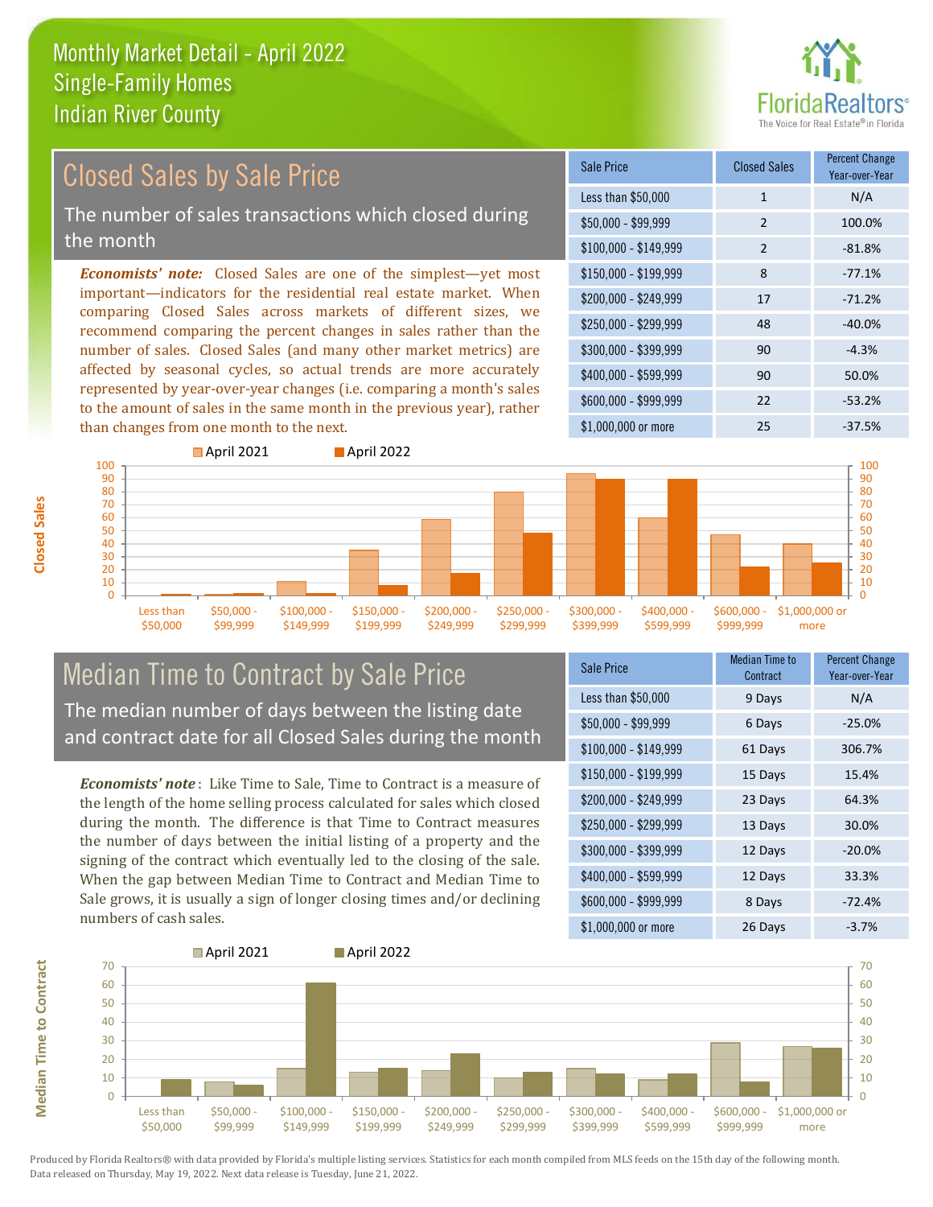# Monthly Market Detail - April 2022
## Single-Family Homes
## Indian River County

## Closed Sales by Sale Price

The number of sales transactions which closed during the month

***Economists' note:*** Closed Sales are one of the simplest—yet most important—indicators for the residential real estate market. When comparing Closed Sales across markets of different sizes, we recommend comparing the percent changes in sales rather than the number of sales. Closed Sales (and many other market metrics) are affected by seasonal cycles, so actual trends are more accurately represented by year-over-year changes (i.e. comparing a month's sales to the amount of sales in the same month in the previous year), rather than changes from one month to the next.

| Sale Price | Closed Sales | Percent Change Year-over-Year |
|---|---|---|
| Less than $50,000 | 1 | N/A |
| $50,000 - $99,999 | 2 | 100.0% |
| $100,000 - $149,999 | 2 | -81.8% |
| $150,000 - $199,999 | 8 | -77.1% |
| $200,000 - $249,999 | 17 | -71.2% |
| $250,000 - $299,999 | 48 | -40.0% |
| $300,000 - $399,999 | 90 | -4.3% |
| $400,000 - $599,999 | 90 | 50.0% |
| $600,000 - $999,999 | 22 | -53.2% |
| $1,000,000 or more | 25 | -37.5% |

## Median Time to Contract by Sale Price

The median number of days between the listing date and contract date for all Closed Sales during the month

***Economists' note***: Like Time to Sale, Time to Contract is a measure of the length of the home selling process calculated for sales which closed during the month. The difference is that Time to Contract measures the number of days between the initial listing of a property and the signing of the contract which eventually led to the closing of the sale. When the gap between Median Time to Contract and Median Time to Sale grows, it is usually a sign of longer closing times and/or declining numbers of cash sales.

| Sale Price | Median Time to Contract | Percent Change Year-over-Year |
|---|---|---|
| Less than $50,000 | 9 Days | N/A |
| $50,000 - $99,999 | 6 Days | -25.0% |
| $100,000 - $149,999 | 61 Days | 306.7% |
| $150,000 - $199,999 | 15 Days | 15.4% |
| $200,000 - $249,999 | 23 Days | 64.3% |
| $250,000 - $299,999 | 13 Days | 30.0% |
| $300,000 - $399,999 | 12 Days | -20.0% |
| $400,000 - $599,999 | 12 Days | 33.3% |
| $600,000 - $999,999 | 8 Days | -72.4% |
| $1,000,000 or more | 26 Days | -3.7% |

Produced by Florida Realtors® with data provided by Florida's multiple listing services. Statistics for each month compiled from MLS feeds on the 15th day of the following month. Data released on Thursday, May 19, 2022. Next data release is Tuesday, June 21, 2022.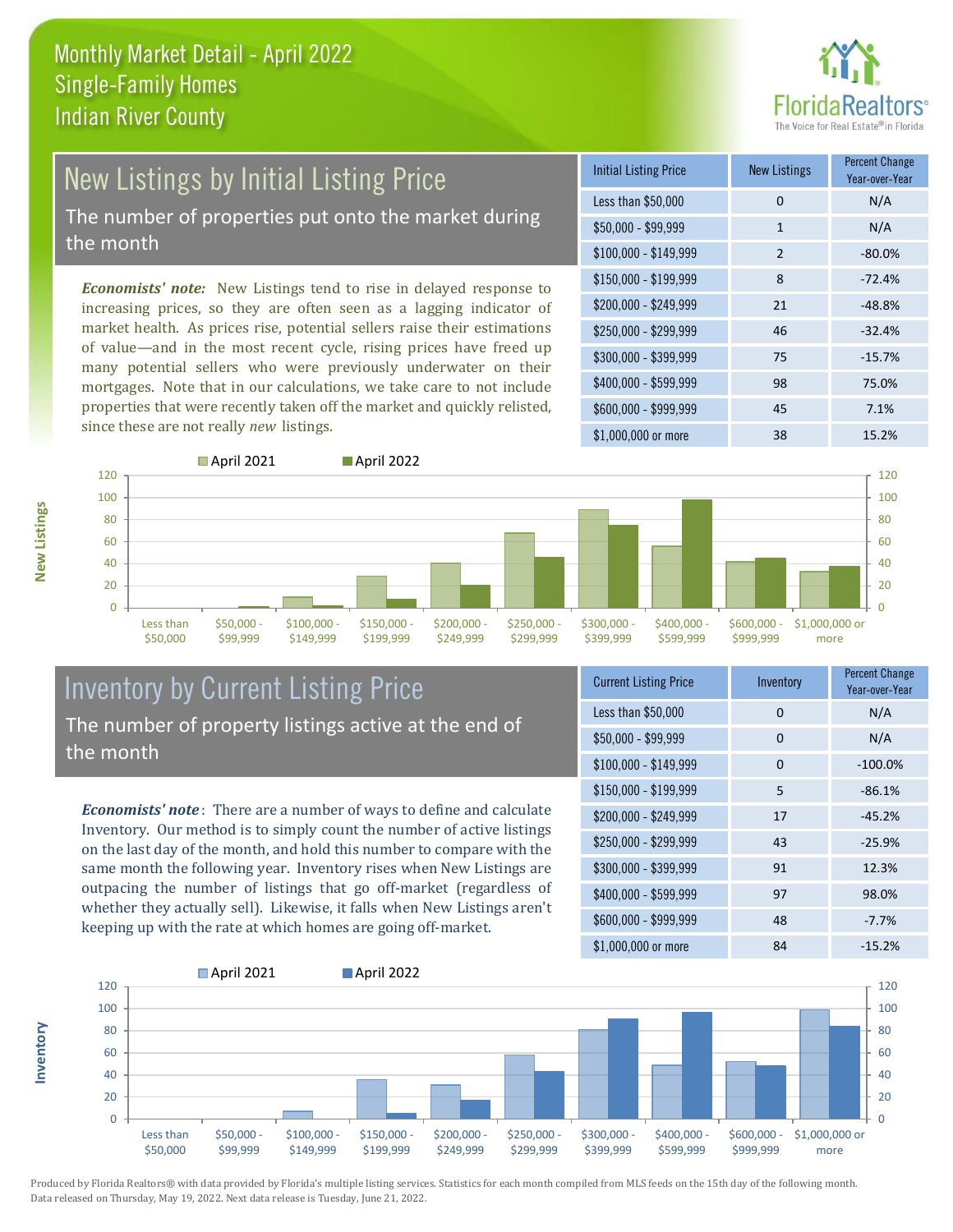# Monthly Market Detail - April 2022
## Single-Family Homes
## Indian River County

## New Listings by Initial Listing Price

The number of properties put onto the market during the month

*Economists' note:* New Listings tend to rise in delayed response to increasing prices, so they are often seen as a lagging indicator of market health. As prices rise, potential sellers raise their estimations of value—and in the most recent cycle, rising prices have freed up many potential sellers who were previously underwater on their mortgages. Note that in our calculations, we take care to not include properties that were recently taken off the market and quickly relisted, since these are not really *new* listings.

| Initial Listing Price | New Listings | Percent Change Year-over-Year |
|---|---|---|
| Less than $50,000 | 0 | N/A |
| $50,000 - $99,999 | 1 | N/A |
| $100,000 - $149,999 | 2 | -80.0% |
| $150,000 - $199,999 | 8 | -72.4% |
| $200,000 - $249,999 | 21 | -48.8% |
| $250,000 - $299,999 | 46 | -32.4% |
| $300,000 - $399,999 | 75 | -15.7% |
| $400,000 - $599,999 | 98 | 75.0% |
| $600,000 - $999,999 | 45 | 7.1% |
| $1,000,000 or more | 38 | 15.2% |

## Inventory by Current Listing Price

The number of property listings active at the end of the month

*Economists' note*: There are a number of ways to define and calculate Inventory. Our method is to simply count the number of active listings on the last day of the month, and hold this number to compare with the same month the following year. Inventory rises when New Listings are outpacing the number of listings that go off-market (regardless of whether they actually sell). Likewise, it falls when New Listings aren't keeping up with the rate at which homes are going off-market.

| Current Listing Price | Inventory | Percent Change Year-over-Year |
|---|---|---|
| Less than $50,000 | 0 | N/A |
| $50,000 - $99,999 | 0 | N/A |
| $100,000 - $149,999 | 0 | -100.0% |
| $150,000 - $199,999 | 5 | -86.1% |
| $200,000 - $249,999 | 17 | -45.2% |
| $250,000 - $299,999 | 43 | -25.9% |
| $300,000 - $399,999 | 91 | 12.3% |
| $400,000 - $599,999 | 97 | 98.0% |
| $600,000 - $999,999 | 48 | -7.7% |
| $1,000,000 or more | 84 | -15.2% |

Produced by Florida Realtors® with data provided by Florida's multiple listing services. Statistics for each month compiled from MLS feeds on the 15th day of the following month. Data released on Thursday, May 19, 2022. Next data release is Tuesday, June 21, 2022.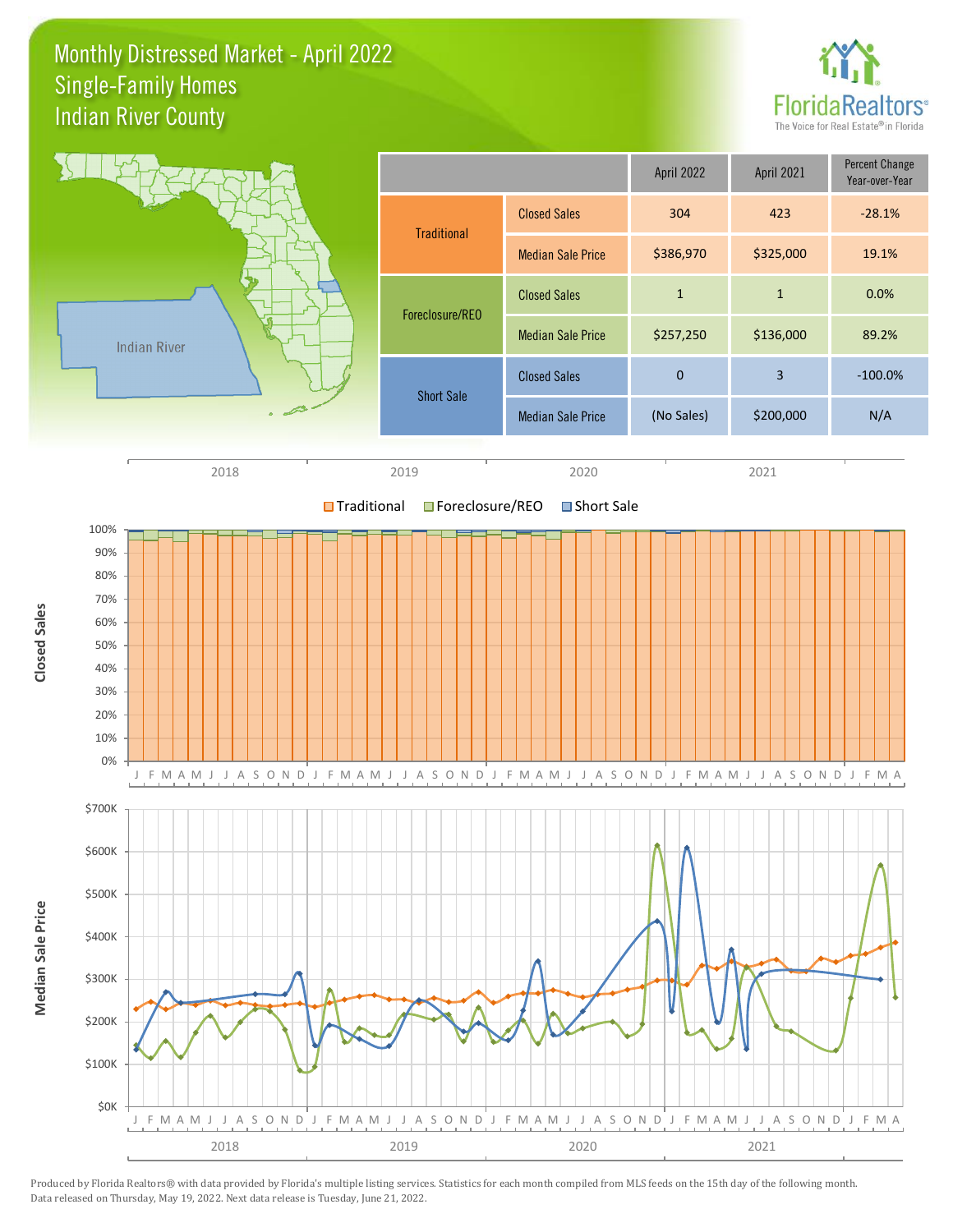# Monthly Distressed Market - April 2022
## Single-Family Homes
## Indian River County

FloridaRealtors®
The Voice for Real Estate® in Florida

Indian River

| | | April 2022 | April 2021 | Percent Change Year-over-Year |
|---|---|---|---|---|
| Traditional | Closed Sales | 304 | 423 | -28.1% |
| | Median Sale Price | $386,970 | $325,000 | 19.1% |
| Foreclosure/REO | Closed Sales | 1 | 1 | 0.0% |
| | Median Sale Price | $257,250 | $136,000 | 89.2% |
| Short Sale | Closed Sales | 0 | 3 | -100.0% |
| | Median Sale Price | (No Sales) | $200,000 | N/A |

2018 2019 2020 2021

Traditional · Foreclosure/REO · Short Sale

Closed Sales

100% 90% 80% 70% 60% 50% 40% 30% 20% 10% 0%

J F M A M J J A S O N D J F M A M J J A S O N D J F M A M J J A S O N D J F M A M J J A S O N D J F M A

Median Sale Price

$700K $600K $500K $400K $300K $200K $100K $0K

J F M A M J J A S O N D J F M A M J J A S O N D J F M A M J J A S O N D J F M A M J J A S O N D J F M A

2018 2019 2020 2021

Produced by Florida Realtors® with data provided by Florida's multiple listing services. Statistics for each month compiled from MLS feeds on the 15th day of the following month. Data released on Thursday, May 19, 2022. Next data release is Tuesday, June 21, 2022.